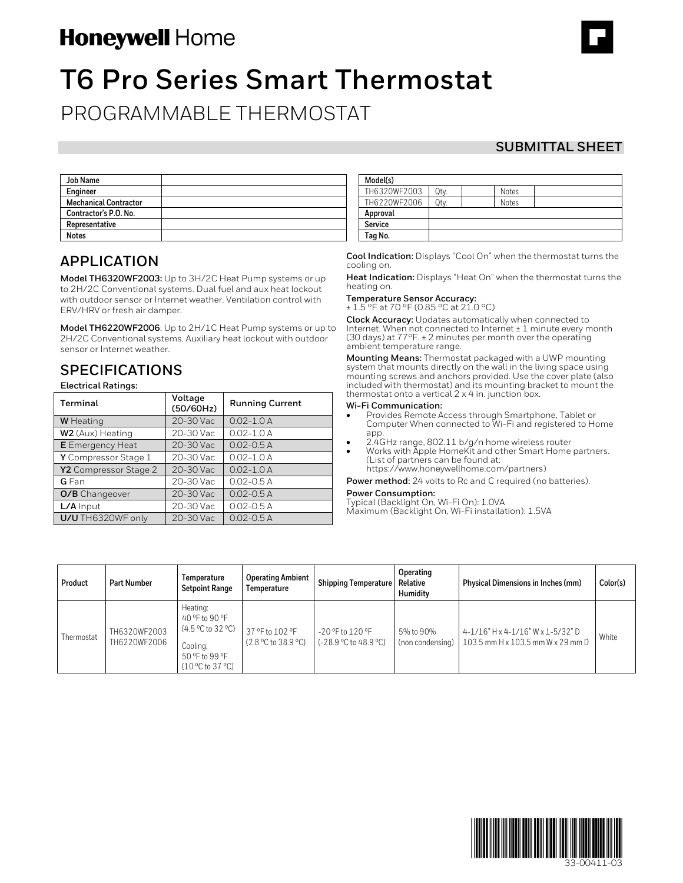**Honeywell** Home

# T6 Pro Series Smart Thermostat

## PROGRAMMABLE THERMOSTAT

**SUBMITTAL SHEET**

| Job Name | |
|---|---|
| Engineer | |
| Mechanical Contractor | |
| Contractor's P.O. No. | |
| Representative | |
| Notes | |

| Model(s) | | | | |
|---|---|---|---|---|
| TH6320WF2003 | Qty. | | Notes | |
| TH6220WF2006 | Qty. | | Notes | |
| Approval | | | | |
| Service | | | | |
| Tag No. | | | | |

## APPLICATION

**Model TH6320WF2003:** Up to 3H/2C Heat Pump systems or up to 2H/2C Conventional systems. Dual fuel and aux heat lockout with outdoor sensor or Internet weather. Ventilation control with ERV/HRV or fresh air damper.

**Model TH6220WF2006**: Up to 2H/1C Heat Pump systems or up to 2H/2C Conventional systems. Auxiliary heat lockout with outdoor sensor or Internet weather.

## SPECIFICATIONS

**Electrical Ratings:**

| Terminal | Voltage (50/60Hz) | Running Current |
|---|---|---|
| **W** Heating | 20-30 Vac | 0.02-1.0 A |
| **W2** (Aux) Heating | 20-30 Vac | 0.02-1.0 A |
| **E** Emergency Heat | 20-30 Vac | 0.02-0.5 A |
| **Y** Compressor Stage 1 | 20-30 Vac | 0.02-1.0 A |
| **Y2** Compressor Stage 2 | 20-30 Vac | 0.02-1.0 A |
| **G** Fan | 20-30 Vac | 0.02-0.5 A |
| **O/B** Changeover | 20-30 Vac | 0.02-0.5 A |
| **L/A** Input | 20-30 Vac | 0.02-0.5 A |
| **U/U** TH6320WF only | 20-30 Vac | 0.02-0.5 A |

**Cool Indication:** Displays "Cool On" when the thermostat turns the cooling on.

**Heat Indication:** Displays "Heat On" when the thermostat turns the heating on.

**Temperature Sensor Accuracy:**
± 1.5 °F at 70 °F (0.85 °C at 21.0 °C)

**Clock Accuracy:** Updates automatically when connected to Internet. When not connected to Internet ± 1 minute every month (30 days) at 77°F. ± 2 minutes per month over the operating ambient temperature range.

**Mounting Means:** Thermostat packaged with a UWP mounting system that mounts directly on the wall in the living space using mounting screws and anchors provided. Use the cover plate (also included with thermostat) and its mounting bracket to mount the thermostat onto a vertical 2 x 4 in. junction box.

**Wi-Fi Communication:**

- Provides Remote Access through Smartphone, Tablet or Computer When connected to Wi-Fi and registered to Home app.
- 2.4GHz range, 802.11 b/g/n home wireless router
- Works with Apple HomeKit and other Smart Home partners. (List of partners can be found at: https://www.honeywellhome.com/partners)

**Power method:** 24 volts to Rc and C required (no batteries).

**Power Consumption:**
Typical (Backlight On, Wi-Fi On): 1.0VA
Maximum (Backlight On, Wi-Fi installation): 1.5VA

| Product | Part Number | Temperature Setpoint Range | Operating Ambient Temperature | Shipping Temperature | Operating Relative Humidity | Physical Dimensions in Inches (mm) | Color(s) |
|---|---|---|---|---|---|---|---|
| Thermostat | TH6320WF2003 TH6220WF2006 | Heating: 40 °F to 90 °F (4.5 °C to 32 °C) Cooling: 50 °F to 99 °F (10 °C to 37 °C) | 37 °F to 102 °F (2.8 °C to 38.9 °C) | -20 °F to 120 °F (-28.9 °C to 48.9 °C) | 5% to 90% (non condensing) | 4-1/16" H x 4-1/16" W x 1-5/32" D 103.5 mm H x 103.5 mm W x 29 mm D | White |

33-00411-03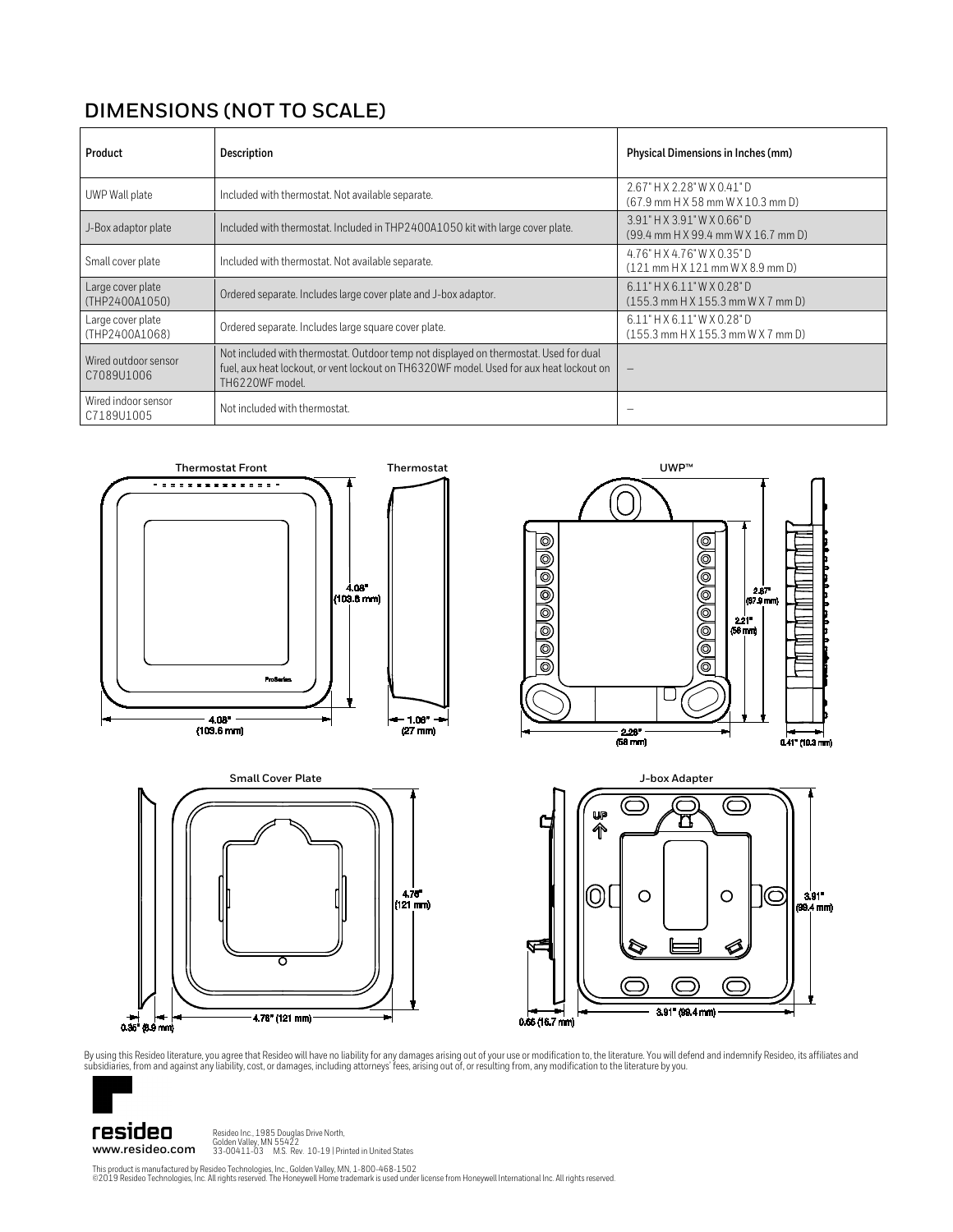## DIMENSIONS (NOT TO SCALE)

| Product | Description | Physical Dimensions in Inches (mm) |
|---|---|---|
| UWP Wall plate | Included with thermostat. Not available separate. | 2.67" H X 2.28" W X 0.41" D (67.9 mm H X 58 mm W X 10.3 mm D) |
| J-Box adaptor plate | Included with thermostat. Included in THP2400A1050 kit with large cover plate. | 3.91" H X 3.91" W X 0.66" D (99.4 mm H X 99.4 mm W X 16.7 mm D) |
| Small cover plate | Included with thermostat. Not available separate. | 4.76" H X 4.76" W X 0.35" D (121 mm H X 121 mm W X 8.9 mm D) |
| Large cover plate (THP2400A1050) | Ordered separate. Includes large cover plate and J-box adaptor. | 6.11" H X 6.11" W X 0.28" D (155.3 mm H X 155.3 mm W X 7 mm D) |
| Large cover plate (THP2400A1068) | Ordered separate. Includes large square cover plate. | 6.11" H X 6.11" W X 0.28" D (155.3 mm H X 155.3 mm W X 7 mm D) |
| Wired outdoor sensor C7089U1006 | Not included with thermostat. Outdoor temp not displayed on thermostat. Used for dual fuel, aux heat lockout, or vent lockout on TH6320WF model. Used for aux heat lockout on TH6220WF model. | – |
| Wired indoor sensor C7189U1005 | Not included with thermostat. | – |

Thermostat Front

ProSeries

4.08" (103.6 mm)

4.08" (103.6 mm)

Thermostat

1.06" (27 mm)

UWP™

2.67" (67.9 mm)

2.21" (56 mm)

2.28" (58 mm)

0.41" (10.3 mm)

Small Cover Plate

4.76" (121 mm)

4.76" (121 mm)

0.35" (8.9 mm)

J-box Adapter

UP

3.91" (99.4 mm)

3.91" (99.4 mm)

0.66 (16.7 mm)

By using this Resideo literature, you agree that Resideo will have no liability for any damages arising out of your use or modification to, the literature. You will defend and indemnify Resideo, its affiliates and subsidiaries, from and against any liability, cost, or damages, including attorneys' fees, arising out of, or resulting from, any modification to the literature by you.

resideo
www.resideo.com

Resideo Inc., 1985 Douglas Drive North,
Golden Valley, MN 55422
33-00411-03 M.S. Rev. 10-19 | Printed in United States

This product is manufactured by Resideo Technologies, Inc., Golden Valley, MN, 1-800-468-1502
©2019 Resideo Technologies, Inc. All rights reserved. The Honeywell Home trademark is used under license from Honeywell International Inc. All rights reserved.